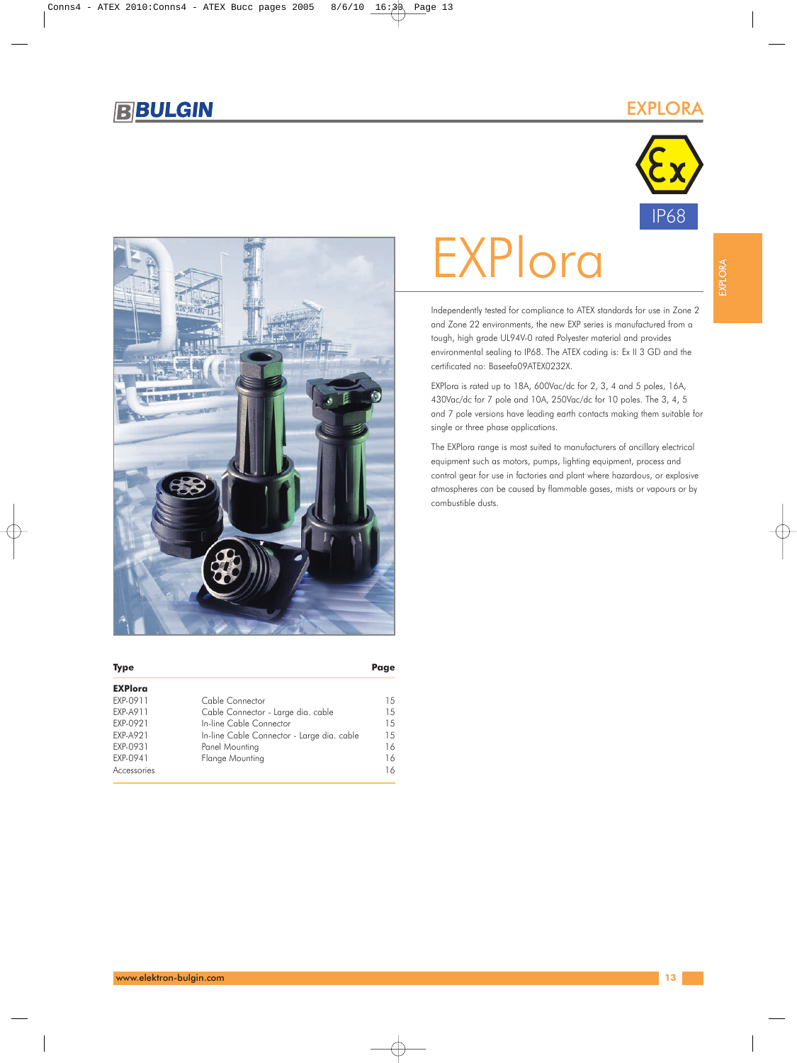# EXPlora

IP68

Independently tested for compliance to ATEX standards for use in Zone 2 and Zone 22 environments, the new EXP series is manufactured from a tough, high grade UL94V-0 rated Polyester material and provides environmental sealing to IP68. The ATEX coding is: Ex II 3 GD and the certificated no: Baseefa09ATEX0232X.

EXPlora is rated up to 18A, 600Vac/dc for 2, 3, 4 and 5 poles, 16A, 430Vac/dc for 7 pole and 10A, 250Vac/dc for 10 poles. The 3, 4, 5 and 7 pole versions have leading earth contacts making them suitable for single or three phase applications.

The EXPlora range is most suited to manufacturers of ancillary electrical equipment such as motors, pumps, lighting equipment, process and control gear for use in factories and plant where hazardous, or explosive atmospheres can be caused by flammable gases, mists or vapours or by combustible dusts.

| Type | | Page |
|---|---|---|
| **EXPlora** | | |
| EXP-0911 | Cable Connector | 15 |
| EXP-A911 | Cable Connector - Large dia. cable | 15 |
| EXP-0921 | In-line Cable Connector | 15 |
| EXP-A921 | In-line Cable Connector - Large dia. cable | 15 |
| EXP-0931 | Panel Mounting | 16 |
| EXP-0941 | Flange Mounting | 16 |
| Accessories | | 16 |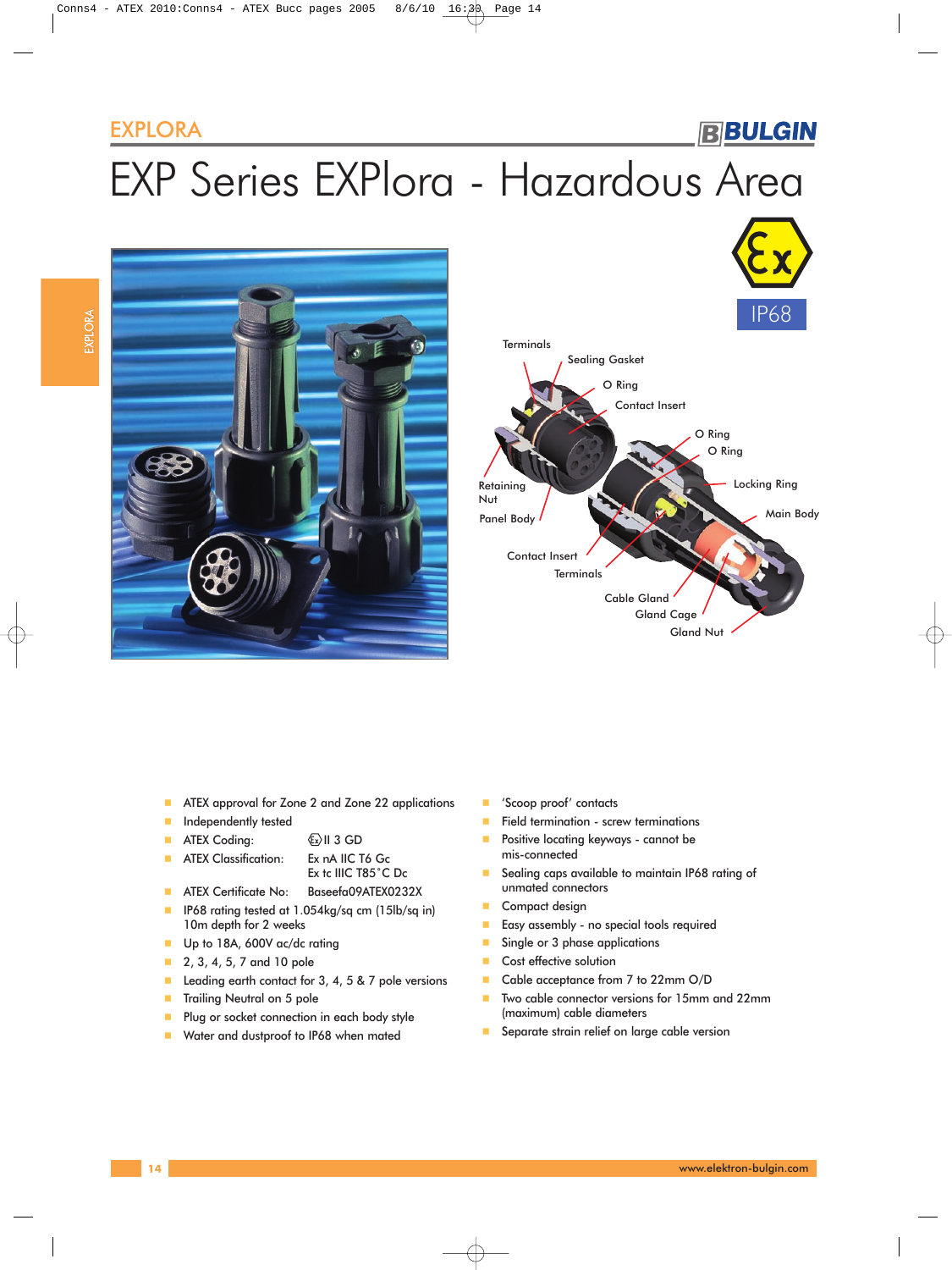EXPLORA

# EXP Series EXPlora - Hazardous Area

IP68

Terminals
Sealing Gasket
O Ring
Contact Insert
O Ring
O Ring
Locking Ring
Retaining Nut
Panel Body
Main Body
Contact Insert
Terminals
Cable Gland
Gland Cage
Gland Nut

- ATEX approval for Zone 2 and Zone 22 applications
- Independently tested
- ATEX Coding: Ex II 3 GD
- ATEX Classification: Ex nA IIC T6 Gc
  Ex tc IIIC T85˚C Dc
- ATEX Certificate No: Baseefa09ATEX0232X
- IP68 rating tested at 1.054kg/sq cm (15lb/sq in) 10m depth for 2 weeks
- Up to 18A, 600V ac/dc rating
- 2, 3, 4, 5, 7 and 10 pole
- Leading earth contact for 3, 4, 5 & 7 pole versions
- Trailing Neutral on 5 pole
- Plug or socket connection in each body style
- Water and dustproof to IP68 when mated
- 'Scoop proof' contacts
- Field termination - screw terminations
- Positive locating keyways - cannot be mis-connected
- Sealing caps available to maintain IP68 rating of unmated connectors
- Compact design
- Easy assembly - no special tools required
- Single or 3 phase applications
- Cost effective solution
- Cable acceptance from 7 to 22mm O/D
- Two cable connector versions for 15mm and 22mm (maximum) cable diameters
- Separate strain relief on large cable version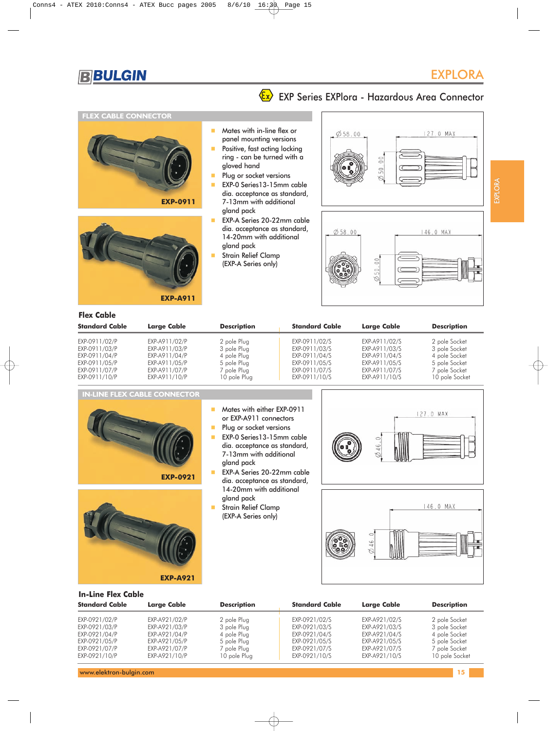# BULGIN

## EXPLORA

### EXP Series EXPlora - Hazardous Area Connector

## FLEX CABLE CONNECTOR

EXP-0911

EXP-A911

- Mates with in-line flex or panel mounting versions
- Positive, fast acting locking ring - can be turned with a gloved hand
- Plug or socket versions
- EXP-0 Series13-15mm cable dia. acceptance as standard, 7-13mm with additional gland pack
- EXP-A Series 20-22mm cable dia. acceptance as standard, 14-20mm with additional gland pack
- Strain Relief Clamp (EXP-A Series only)

Ø58.00 | 127.0 MAX | Ø50.00

Ø58.00 | 146.0 MAX | Ø50.00

### Flex Cable

| Standard Cable | Large Cable | Description | Standard Cable | Large Cable | Description |
|---|---|---|---|---|---|
| EXP-0911/02/P | EXP-A911/02/P | 2 pole Plug | EXP-0911/02/S | EXP-A911/02/S | 2 pole Socket |
| EXP-0911/03/P | EXP-A911/03/P | 3 pole Plug | EXP-0911/03/S | EXP-A911/03/S | 3 pole Socket |
| EXP-0911/04/P | EXP-A911/04/P | 4 pole Plug | EXP-0911/04/S | EXP-A911/04/S | 4 pole Socket |
| EXP-0911/05/P | EXP-A911/05/P | 5 pole Plug | EXP-0911/05/S | EXP-A911/05/S | 5 pole Socket |
| EXP-0911/07/P | EXP-A911/07/P | 7 pole Plug | EXP-0911/07/S | EXP-A911/07/S | 7 pole Socket |
| EXP-0911/10/P | EXP-A911/10/P | 10 pole Plug | EXP-0911/10/S | EXP-A911/10/S | 10 pole Socket |

## IN-LINE FLEX CABLE CONNECTOR

EXP-0921

EXP-A921

- Mates with either EXP-0911 or EXP-A911 connectors
- Plug or socket versions
- EXP-0 Series13-15mm cable dia. acceptance as standard, 7-13mm with additional gland pack
- EXP-A Series 20-22mm cable dia. acceptance as standard, 14-20mm with additional gland pack
- Strain Relief Clamp (EXP-A Series only)

127.0 MAX | Ø46.0

146.0 MAX | Ø46.0

### In-Line Flex Cable

| Standard Cable | Large Cable | Description | Standard Cable | Large Cable | Description |
|---|---|---|---|---|---|
| EXP-0921/02/P | EXP-A921/02/P | 2 pole Plug | EXP-0921/02/S | EXP-A921/02/S | 2 pole Socket |
| EXP-0921/03/P | EXP-A921/03/P | 3 pole Plug | EXP-0921/03/S | EXP-A921/03/S | 3 pole Socket |
| EXP-0921/04/P | EXP-A921/04/P | 4 pole Plug | EXP-0921/04/S | EXP-A921/04/S | 4 pole Socket |
| EXP-0921/05/P | EXP-A921/05/P | 5 pole Plug | EXP-0921/05/S | EXP-A921/05/S | 5 pole Socket |
| EXP-0921/07/P | EXP-A921/07/P | 7 pole Plug | EXP-0921/07/S | EXP-A921/07/S | 7 pole Socket |
| EXP-0921/10/P | EXP-A921/10/P | 10 pole Plug | EXP-0921/10/S | EXP-A921/10/S | 10 pole Socket |

www.elektron-bulgin.com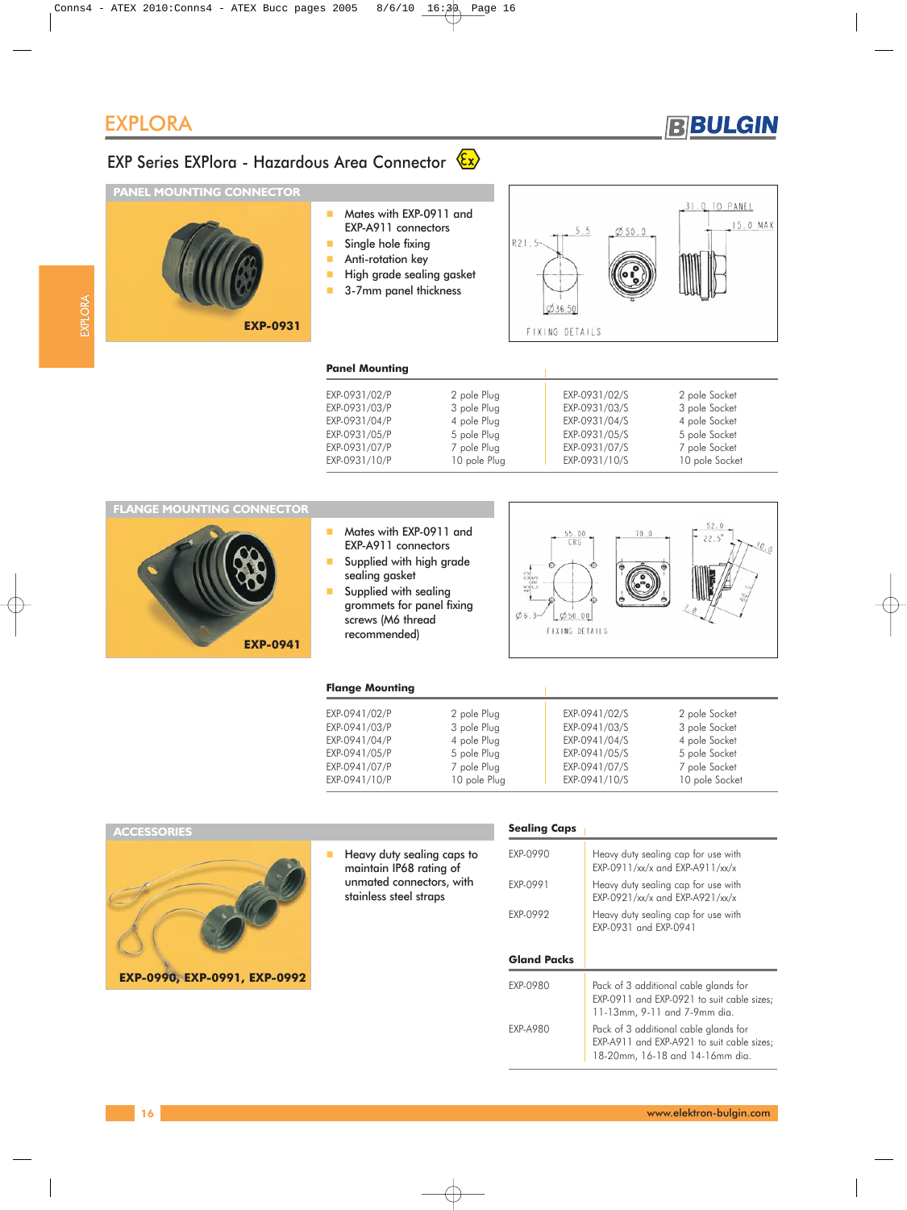# EXPLORA

## EXP Series EXPlora - Hazardous Area Connector

### PANEL MOUNTING CONNECTOR

**EXP-0931**

- Mates with EXP-0911 and EXP-A911 connectors
- Single hole fixing
- Anti-rotation key
- High grade sealing gasket
- 3-7mm panel thickness

**Panel Mounting**

| | | | |
|---|---|---|---|
| EXP-0931/02/P | 2 pole Plug | EXP-0931/02/S | 2 pole Socket |
| EXP-0931/03/P | 3 pole Plug | EXP-0931/03/S | 3 pole Socket |
| EXP-0931/04/P | 4 pole Plug | EXP-0931/04/S | 4 pole Socket |
| EXP-0931/05/P | 5 pole Plug | EXP-0931/05/S | 5 pole Socket |
| EXP-0931/07/P | 7 pole Plug | EXP-0931/07/S | 7 pole Socket |
| EXP-0931/10/P | 10 pole Plug | EXP-0931/10/S | 10 pole Socket |

### FLANGE MOUNTING CONNECTOR

**EXP-0941**

- Mates with EXP-0911 and EXP-A911 connectors
- Supplied with high grade sealing gasket
- Supplied with sealing grommets for panel fixing screws (M6 thread recommended)

**Flange Mounting**

| | | | |
|---|---|---|---|
| EXP-0941/02/P | 2 pole Plug | EXP-0941/02/S | 2 pole Socket |
| EXP-0941/03/P | 3 pole Plug | EXP-0941/03/S | 3 pole Socket |
| EXP-0941/04/P | 4 pole Plug | EXP-0941/04/S | 4 pole Socket |
| EXP-0941/05/P | 5 pole Plug | EXP-0941/05/S | 5 pole Socket |
| EXP-0941/07/P | 7 pole Plug | EXP-0941/07/S | 7 pole Socket |
| EXP-0941/10/P | 10 pole Plug | EXP-0941/10/S | 10 pole Socket |

### ACCESSORIES

**EXP-0990, EXP-0991, EXP-0992**

- Heavy duty sealing caps to maintain IP68 rating of unmated connectors, with stainless steel straps

**Sealing Caps**

| | |
|---|---|
| EXP-0990 | Heavy duty sealing cap for use with EXP-0911/xx/x and EXP-A911/xx/x |
| EXP-0991 | Heavy duty sealing cap for use with EXP-0921/xx/x and EXP-A921/xx/x |
| EXP-0992 | Heavy duty sealing cap for use with EXP-0931 and EXP-0941 |

**Gland Packs**

| | |
|---|---|
| EXP-0980 | Pack of 3 additional cable glands for EXP-0911 and EXP-0921 to suit cable sizes; 11-13mm, 9-11 and 7-9mm dia. |
| EXP-A980 | Pack of 3 additional cable glands for EXP-A911 and EXP-A921 to suit cable sizes; 18-20mm, 16-18 and 14-16mm dia. |

www.elektron-bulgin.com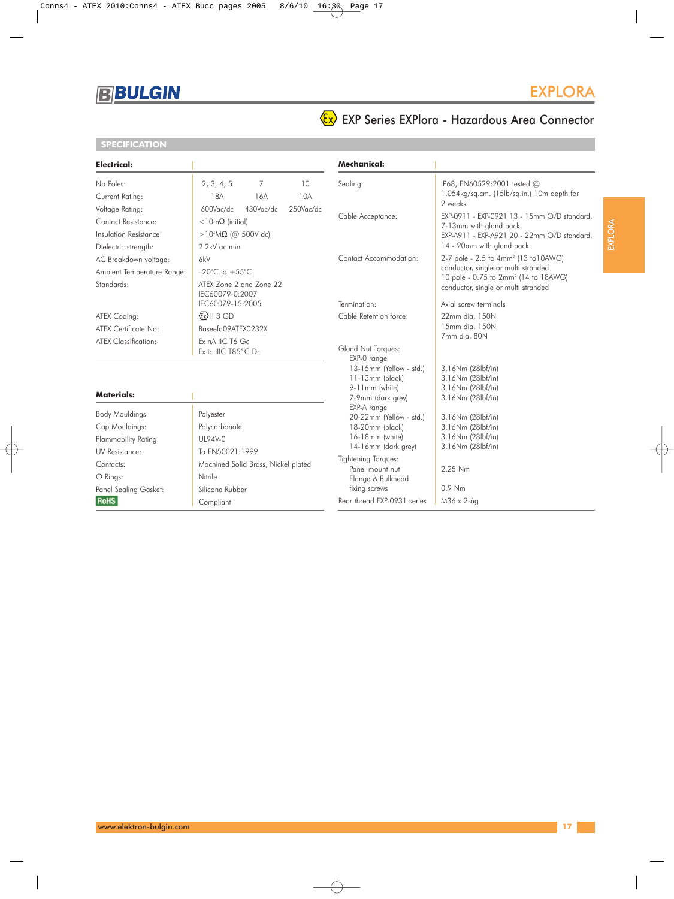# EXPLORA

## EXP Series EXPlora - Hazardous Area Connector

### SPECIFICATION

**Electrical:**

| | | | |
|---|---|---|---|
| No Poles: | 2, 3, 4, 5 | 7 | 10 |
| Current Rating: | 18A | 16A | 10A |
| Voltage Rating: | 600Vac/dc | 430Vac/dc | 250Vac/dc |
| Contact Resistance: | <10mΩ (initial) | | |
| Insulation Resistance: | >$10^{4}$MΩ (@ 500V dc) | | |
| Dielectric strength: | 2.2kV ac min | | |
| AC Breakdown voltage: | 6kV | | |
| Ambient Temperature Range: | –20°C to +55°C | | |
| Standards: | ATEX Zone 2 and Zone 22<br>IEC60079-0:2007<br>IEC60079-15:2005 | | |
| ATEX Coding: | Ex II 3 GD | | |
| ATEX Certificate No: | Baseefa09ATEX0232X | | |
| ATEX Classification: | Ex nA IIC T6 Gc<br>Ex tc IIIC T85°C Dc | | |

**Materials:**

| | |
|---|---|
| Body Mouldings: | Polyester |
| Cap Mouldings: | Polycarbonate |
| Flammability Rating: | UL94V-0 |
| UV Resistance: | To EN50021:1999 |
| Contacts: | Machined Solid Brass, Nickel plated |
| O Rings: | Nitrile |
| Panel Sealing Gasket: | Silicone Rubber |
| RoHS | Compliant |

**Mechanical:**

| | |
|---|---|
| Sealing: | IP68, EN60529:2001 tested @ 1.054kg/sq.cm. (15lb/sq.in.) 10m depth for 2 weeks |
| Cable Acceptance: | EXP-0911 - EXP-0921 13 - 15mm O/D standard, 7-13mm with gland pack<br>EXP-A911 - EXP-A921 20 - 22mm O/D standard, 14 - 20mm with gland pack |
| Contact Accommodation: | 2-7 pole - 2.5 to 4mm² (13 to10AWG) conductor, single or multi stranded<br>10 pole - 0.75 to 2mm² (14 to 18AWG) conductor, single or multi stranded |
| Termination: | Axial screw terminals |
| Cable Retention force: | 22mm dia, 150N<br>15mm dia, 150N<br>7mm dia, 80N |
| Gland Nut Torques: | |
| EXP-0 range | |
| 13-15mm (Yellow - std.) | 3.16Nm (28lbf/in) |
| 11-13mm (black) | 3.16Nm (28lbf/in) |
| 9-11mm (white) | 3.16Nm (28lbf/in) |
| 7-9mm (dark grey) | 3.16Nm (28lbf/in) |
| EXP-A range | |
| 20-22mm (Yellow - std.) | 3.16Nm (28lbf/in) |
| 18-20mm (black) | 3.16Nm (28lbf/in) |
| 16-18mm (white) | 3.16Nm (28lbf/in) |
| 14-16mm (dark grey) | 3.16Nm (28lbf/in) |
| Tightening Torques: | |
| Panel mount nut | 2.25 Nm |
| Flange & Bulkhead fixing screws | 0.9 Nm |
| Rear thread EXP-0931 series | M36 x 2-6g |

www.elektron-bulgin.com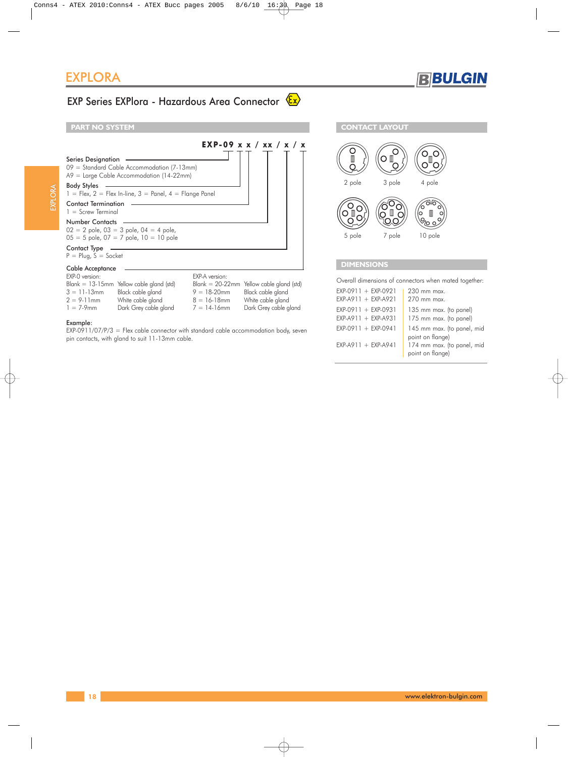# EXPLORA

## EXP Series EXPlora - Hazardous Area Connector

### PART NO SYSTEM

**EXP-09 x x / xx / x / x**

**Series Designation**
09 = Standard Cable Accommodation (7-13mm)
A9 = Large Cable Accommodation (14-22mm)

**Body Styles**
1 = Flex, 2 = Flex In-line, 3 = Panel, 4 = Flange Panel

**Contact Termination**
1 = Screw Terminal

**Number Contacts**
02 = 2 pole, 03 = 3 pole, 04 = 4 pole,
05 = 5 pole, 07 = 7 pole, 10 = 10 pole

**Contact Type**
P = Plug, S = Socket

**Cable Acceptance**

| EXP-0 version: | | EXP-A version: | |
|---|---|---|---|
| Blank = 13-15mm | Yellow cable gland (std) | Blank = 20-22mm | Yellow cable gland (std) |
| 3 = 11-13mm | Black cable gland | 9 = 18-20mm | Black cable gland |
| 2 = 9-11mm | White cable gland | 8 = 16-18mm | White cable gland |
| 1 = 7-9mm | Dark Grey cable gland | 7 = 14-16mm | Dark Grey cable gland |

**Example:**
EXP-0911/07/P/3 = Flex cable connector with standard cable accommodation body, seven pin contacts, with gland to suit 11-13mm cable.

### CONTACT LAYOUT

2 pole
3 pole
4 pole
5 pole
7 pole
10 pole

### DIMENSIONS

Overall dimensions of connectors when mated together:

| | |
|---|---|
| EXP-0911 + EXP-0921 | 230 mm max. |
| EXP-A911 + EXP-A921 | 270 mm max. |
| EXP-0911 + EXP-0931 | 135 mm max. (to panel) |
| EXP-A911 + EXP-A931 | 175 mm max. (to panel) |
| EXP-0911 + EXP-0941 | 145 mm max. (to panel, mid point on flange) |
| EXP-A911 + EXP-A941 | 174 mm max. (to panel, mid point on flange) |